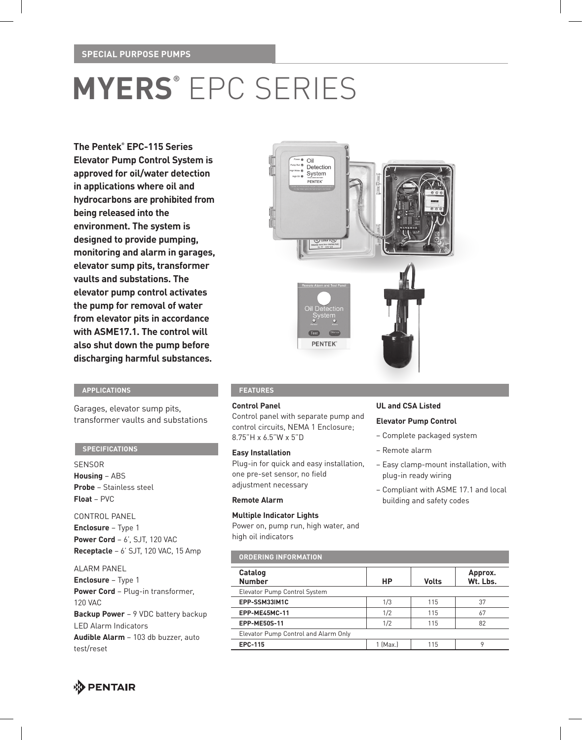SPECIAL PURPOSE PUMPS

# MYERS® EPC SERIES

**The Pentek® EPC-115 Series Elevator Pump Control System is approved for oil/water detection in applications where oil and hydrocarbons are prohibited from being released into the environment. The system is designed to provide pumping, monitoring and alarm in garages, elevator sump pits, transformer vaults and substations. The elevator pump control activates the pump for removal of water from elevator pits in accordance with ASME17.1. The control will also shut down the pump before discharging harmful substances.**

## APPLICATIONS

Garages, elevator sump pits, transformer vaults and substations

## SPECIFICATIONS

SENSOR
**Housing** – ABS
**Probe** – Stainless steel
**Float** – PVC

CONTROL PANEL
**Enclosure** – Type 1
**Power Cord** – 6', SJT, 120 VAC
**Receptacle** – 6' SJT, 120 VAC, 15 Amp

ALARM PANEL
**Enclosure** – Type 1
**Power Cord** – Plug-in transformer, 120 VAC
**Backup Power** – 9 VDC battery backup
LED Alarm Indicators
**Audible Alarm** – 103 db buzzer, auto test/reset

## FEATURES

**Control Panel**
Control panel with separate pump and control circuits, NEMA 1 Enclosure; 8.75"H x 6.5"W x 5"D

**Easy Installation**
Plug-in for quick and easy installation, one pre-set sensor, no field adjustment necessary

**Remote Alarm**

**Multiple Indicator Lights**
Power on, pump run, high water, and high oil indicators

**UL and CSA Listed**

**Elevator Pump Control**

- Complete packaged system
- Remote alarm
- Easy clamp-mount installation, with plug-in ready wiring
- Compliant with ASME 17.1 and local building and safety codes

## ORDERING INFORMATION

| Catalog Number | HP | Volts | Approx. Wt. Lbs. |
|---|---|---|---|
| Elevator Pump Control System | | | |
| **EPP-SSM33IM1C** | 1/3 | 115 | 37 |
| **EPP-ME45MC-11** | 1/2 | 115 | 67 |
| **EPP-ME50S-11** | 1/2 | 115 | 82 |
| Elevator Pump Control and Alarm Only | | | |
| **EPC-115** | 1 (Max.) | 115 | 9 |

PENTAIR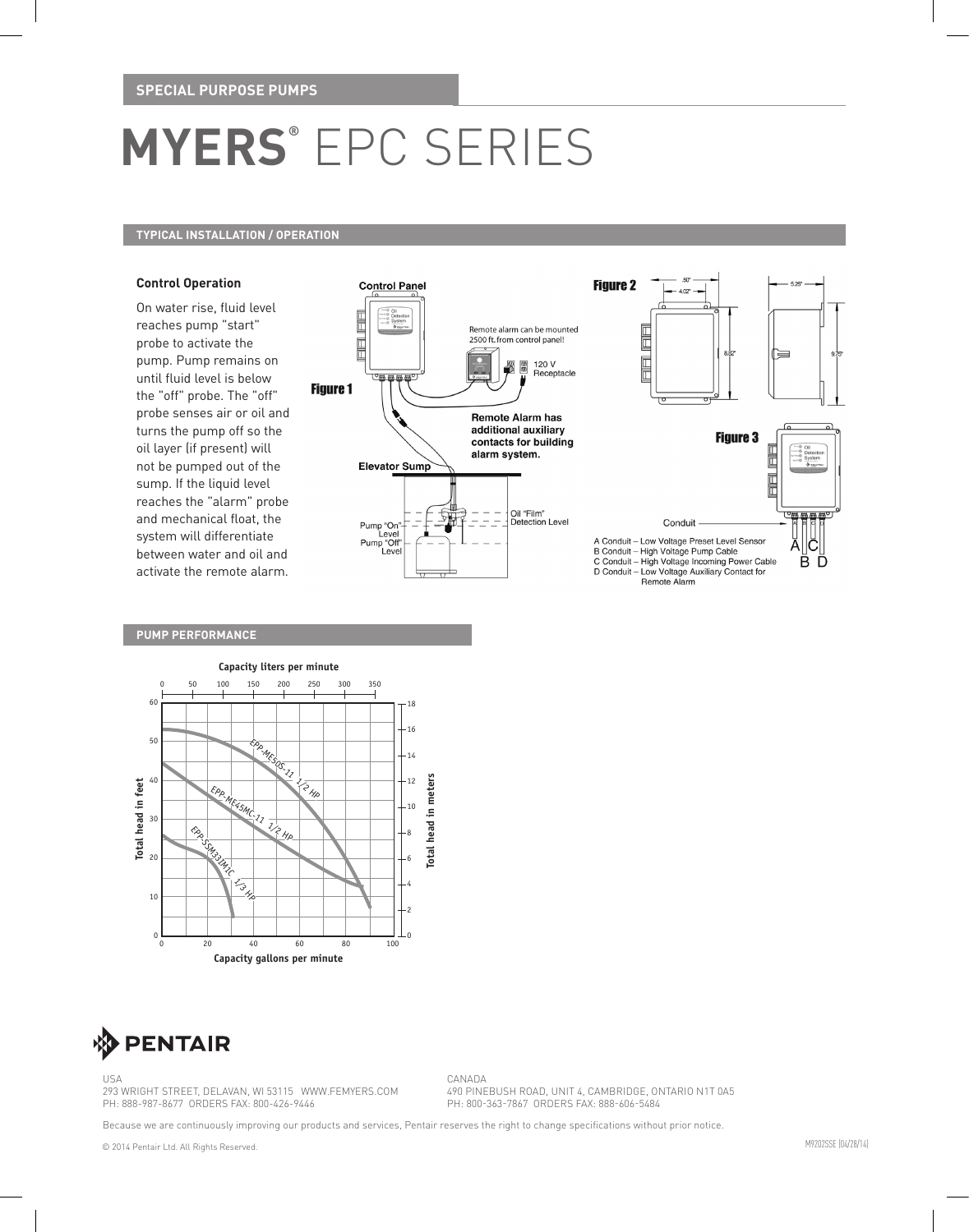SPECIAL PURPOSE PUMPS

# MYERS® EPC SERIES

## TYPICAL INSTALLATION / OPERATION

### Control Operation

On water rise, fluid level reaches pump "start" probe to activate the pump. Pump remains on until fluid level is below the "off" probe. The "off" probe senses air or oil and turns the pump off so the oil layer (if present) will not be pumped out of the sump. If the liquid level reaches the "alarm" probe and mechanical float, the system will differentiate between water and oil and activate the remote alarm.

Figure 1

Control Panel

Remote alarm can be mounted 2500 ft. from control panel!

120 V Receptacle

Remote Alarm has additional auxiliary contacts for building alarm system.

Elevator Sump

Oil "Film" Detection Level

Pump "On" Level

Pump "Off" Level

Figure 2

.50"

4.02"

5.25"

8.32"

9.76"

Figure 3

Conduit

A Conduit – Low Voltage Preset Level Sensor
B Conduit – High Voltage Pump Cable
C Conduit – High Voltage Incoming Power Cable
D Conduit – Low Voltage Auxiliary Contact for Remote Alarm

A C
B D

## PUMP PERFORMANCE

Capacity liters per minute

0 50 100 150 200 250 300 350

Total head in feet

0 10 20 30 40 50 60

Total head in meters

0 2 4 6 8 10 12 14 16 18

EPP-ME50S-11 1/2 HP

EPP-ME45MC-11 1/2 HP

EPP-SSM33IM1C 1/3 HP

0 20 40 60 80 100

Capacity gallons per minute

PENTAIR

USA
293 WRIGHT STREET, DELAVAN, WI 53115 WWW.FEMYERS.COM
PH: 888-987-8677 ORDERS FAX: 800-426-9446

CANADA
490 PINEBUSH ROAD, UNIT 4, CAMBRIDGE, ONTARIO N1T 0A5
PH: 800-363-7867 ORDERS FAX: 888-606-5484

Because we are continuously improving our products and services, Pentair reserves the right to change specifications without prior notice.

© 2014 Pentair Ltd. All Rights Reserved.

M9202SSE (04/28/14)